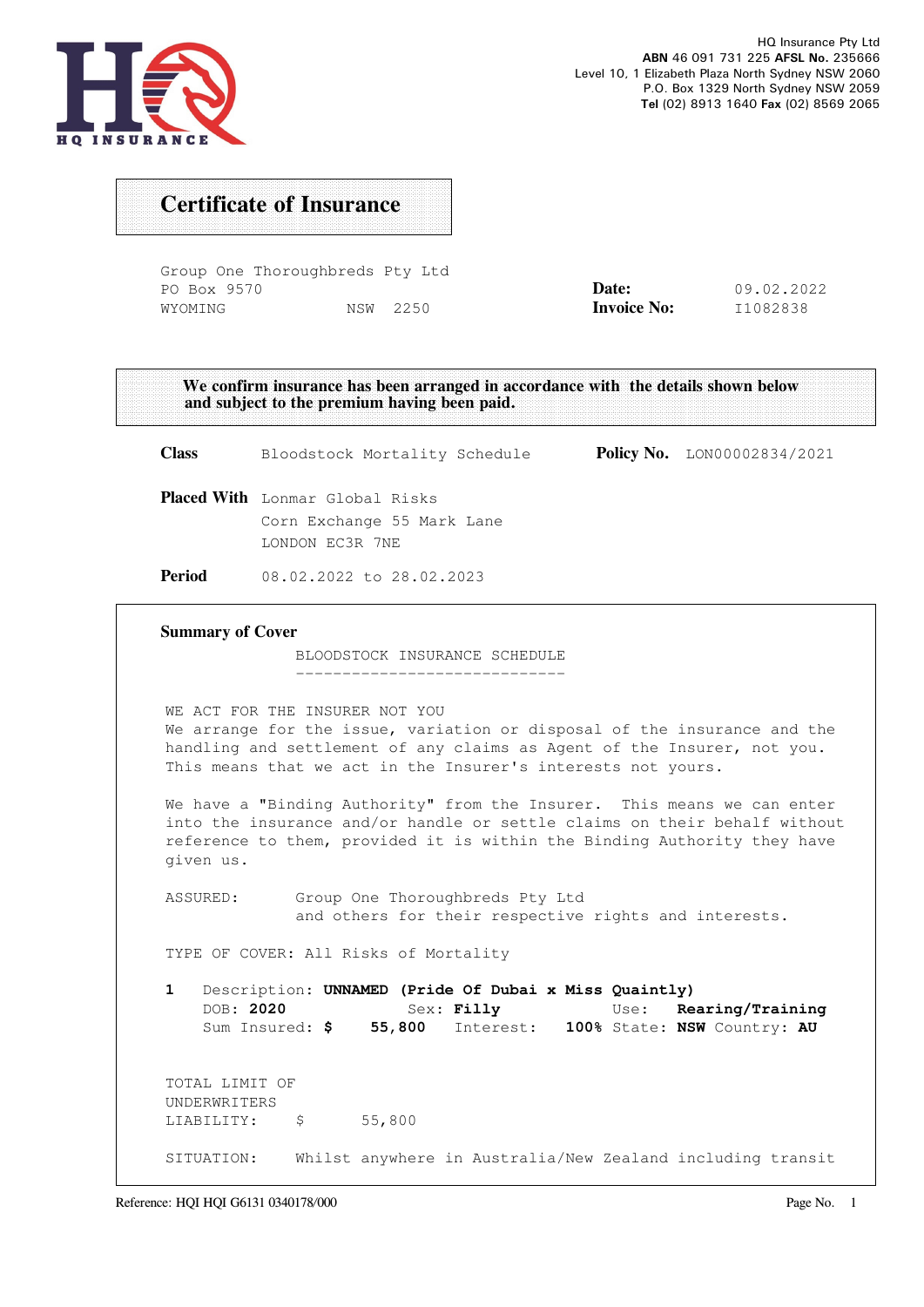HQ INSURANCE

HQ Insurance Pty Ltd
**ABN** 46 091 731 225 **AFSL No.** 235666
Level 10, 1 Elizabeth Plaza North Sydney NSW 2060
P.O. Box 1329 North Sydney NSW 2059
**Tel** (02) 8913 1640 **Fax** (02) 8569 2065

# Certificate of Insurance

Group One Thoroughbreds Pty Ltd
PO Box 9570
WYOMING NSW 2250

**Date:** 09.02.2022
**Invoice No:** I1082838

**We confirm insurance has been arranged in accordance with the details shown below and subject to the premium having been paid.**

**Class** Bloodstock Mortality Schedule

**Policy No.** LON00002834/2021

**Placed With** Lonmar Global Risks
Corn Exchange 55 Mark Lane
LONDON EC3R 7NE

**Period** 08.02.2022 to 28.02.2023

## Summary of Cover

BLOODSTOCK INSURANCE SCHEDULE

WE ACT FOR THE INSURER NOT YOU
We arrange for the issue, variation or disposal of the insurance and the handling and settlement of any claims as Agent of the Insurer, not you. This means that we act in the Insurer's interests not yours.

We have a "Binding Authority" from the Insurer. This means we can enter into the insurance and/or handle or settle claims on their behalf without reference to them, provided it is within the Binding Authority they have given us.

ASSURED: Group One Thoroughbreds Pty Ltd and others for their respective rights and interests.

TYPE OF COVER: All Risks of Mortality

1 Description: **UNNAMED (Pride Of Dubai x Miss Quaintly)**
DOB: **2020** Sex: **Filly** Use: **Rearing/Training**
Sum Insured: **$ 55,800** Interest: **100%** State: **NSW** Country: **AU**

TOTAL LIMIT OF UNDERWRITERS LIABILITY: $ 55,800

SITUATION: Whilst anywhere in Australia/New Zealand including transit

Reference: HQI HQI G6131 0340178/000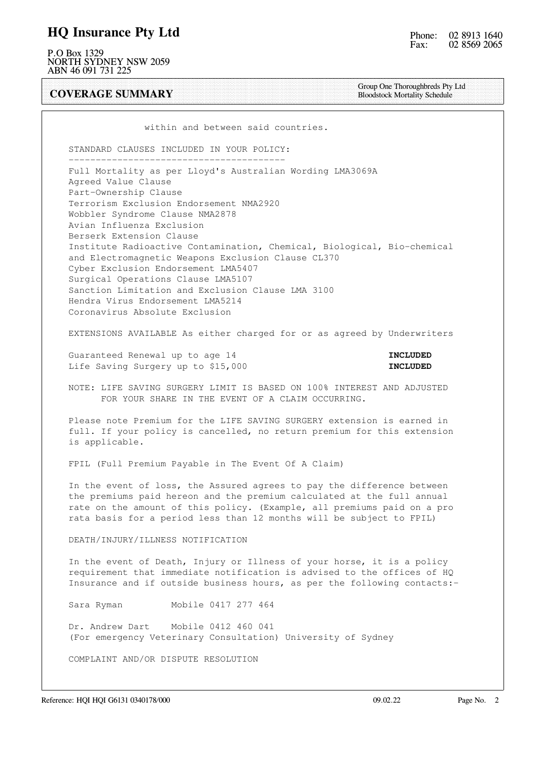within and between said countries.

STANDARD CLAUSES INCLUDED IN YOUR POLICY:

Full Mortality as per Lloyd's Australian Wording LMA3069A
Agreed Value Clause
Part-Ownership Clause
Terrorism Exclusion Endorsement NMA2920
Wobbler Syndrome Clause NMA2878
Avian Influenza Exclusion
Berserk Extension Clause
Institute Radioactive Contamination, Chemical, Biological, Bio-chemical and Electromagnetic Weapons Exclusion Clause CL370
Cyber Exclusion Endorsement LMA5407
Surgical Operations Clause LMA5107
Sanction Limitation and Exclusion Clause LMA 3100
Hendra Virus Endorsement LMA5214
Coronavirus Absolute Exclusion

EXTENSIONS AVAILABLE As either charged for or as agreed by Underwriters

| | |
|---|---|
| Guaranteed Renewal up to age 14 | **INCLUDED** |
| Life Saving Surgery up to $15,000 | **INCLUDED** |

NOTE: LIFE SAVING SURGERY LIMIT IS BASED ON 100% INTEREST AND ADJUSTED FOR YOUR SHARE IN THE EVENT OF A CLAIM OCCURRING.

Please note Premium for the LIFE SAVING SURGERY extension is earned in full. If your policy is cancelled, no return premium for this extension is applicable.

FPIL (Full Premium Payable in The Event Of A Claim)

In the event of loss, the Assured agrees to pay the difference between the premiums paid hereon and the premium calculated at the full annual rate on the amount of this policy. (Example, all premiums paid on a pro rata basis for a period less than 12 months will be subject to FPIL)

DEATH/INJURY/ILLNESS NOTIFICATION

In the event of Death, Injury or Illness of your horse, it is a policy requirement that immediate notification is advised to the offices of HQ Insurance and if outside business hours, as per the following contacts:-

Sara Ryman Mobile 0417 277 464

Dr. Andrew Dart Mobile 0412 460 041
(For emergency Veterinary Consultation) University of Sydney

COMPLAINT AND/OR DISPUTE RESOLUTION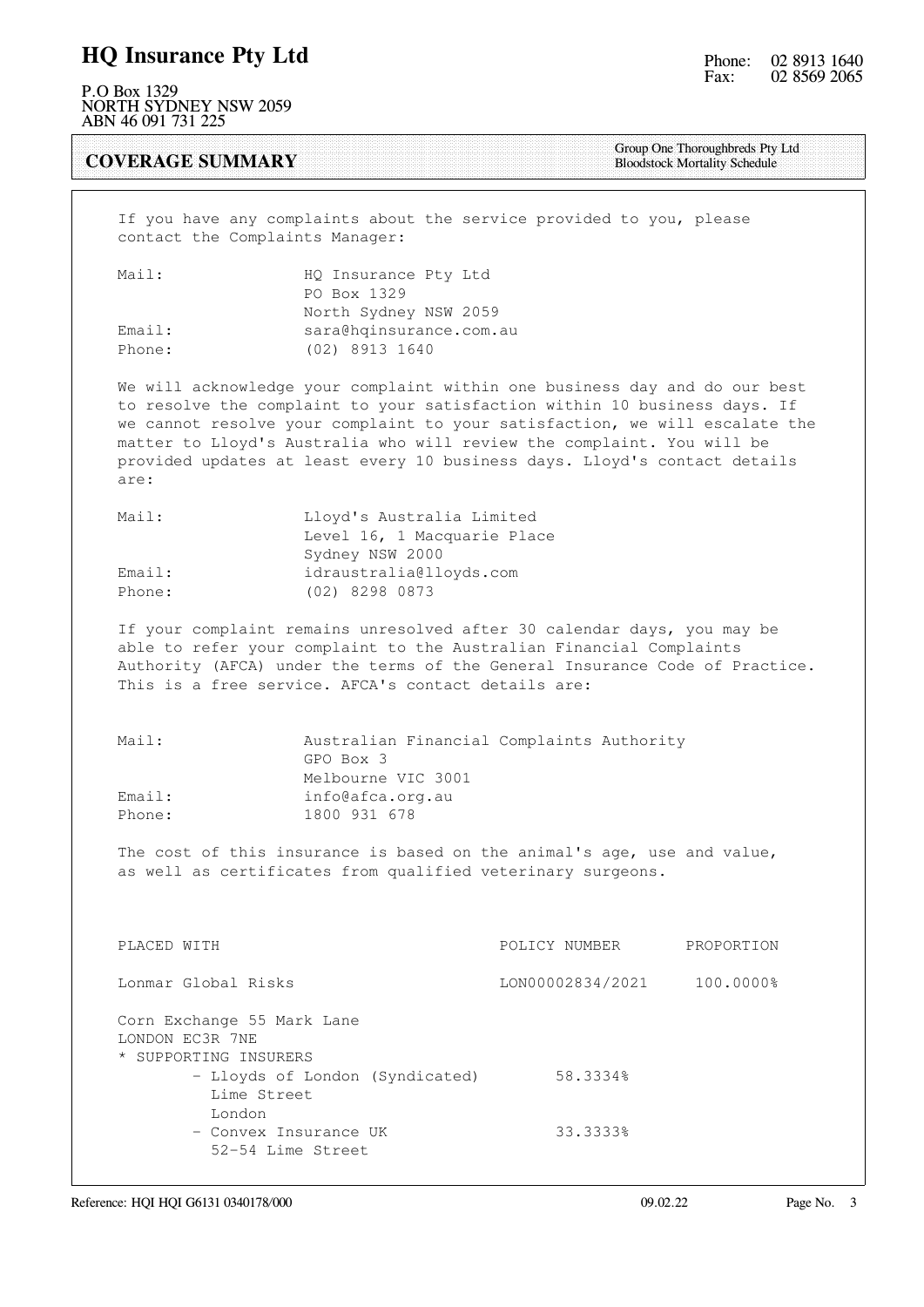## COVERAGE SUMMARY

Group One Thoroughbreds Pty Ltd
Bloodstock Mortality Schedule

If you have any complaints about the service provided to you, please contact the Complaints Manager:

| | |
|---|---|
| Mail: | HQ Insurance Pty Ltd<br>PO Box 1329<br>North Sydney NSW 2059 |
| Email: | sara@hqinsurance.com.au |
| Phone: | (02) 8913 1640 |

We will acknowledge your complaint within one business day and do our best to resolve the complaint to your satisfaction within 10 business days. If we cannot resolve your complaint to your satisfaction, we will escalate the matter to Lloyd's Australia who will review the complaint. You will be provided updates at least every 10 business days. Lloyd's contact details are:

| | |
|---|---|
| Mail: | Lloyd's Australia Limited<br>Level 16, 1 Macquarie Place<br>Sydney NSW 2000 |
| Email: | idraustralia@lloyds.com |
| Phone: | (02) 8298 0873 |

If your complaint remains unresolved after 30 calendar days, you may be able to refer your complaint to the Australian Financial Complaints Authority (AFCA) under the terms of the General Insurance Code of Practice. This is a free service. AFCA's contact details are:

| | |
|---|---|
| Mail: | Australian Financial Complaints Authority<br>GPO Box 3<br>Melbourne VIC 3001 |
| Email: | info@afca.org.au |
| Phone: | 1800 931 678 |

The cost of this insurance is based on the animal's age, use and value, as well as certificates from qualified veterinary surgeons.

| PLACED WITH | POLICY NUMBER | PROPORTION |
|---|---|---|
| Lonmar Global Risks | LON00002834/2021 | 100.0000% |

Corn Exchange 55 Mark Lane
LONDON EC3R 7NE
* SUPPORTING INSURERS
  - Lloyds of London (Syndicated) 58.3334%
    Lime Street
    London
  - Convex Insurance UK 33.3333%
    52-54 Lime Street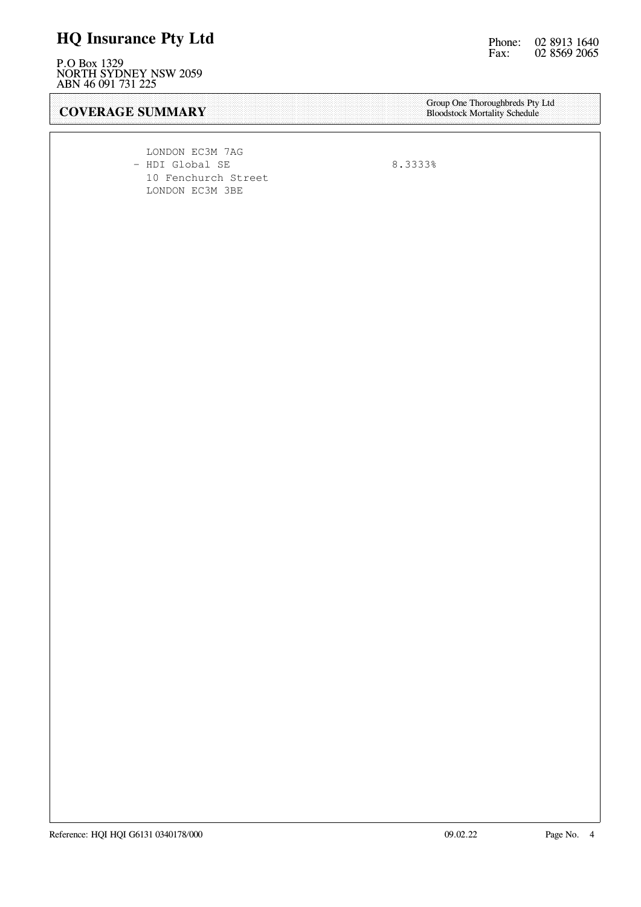LONDON EC3M 7AG

- HDI Global SE — 8.3333%

  10 Fenchurch Street
  LONDON EC3M 3BE